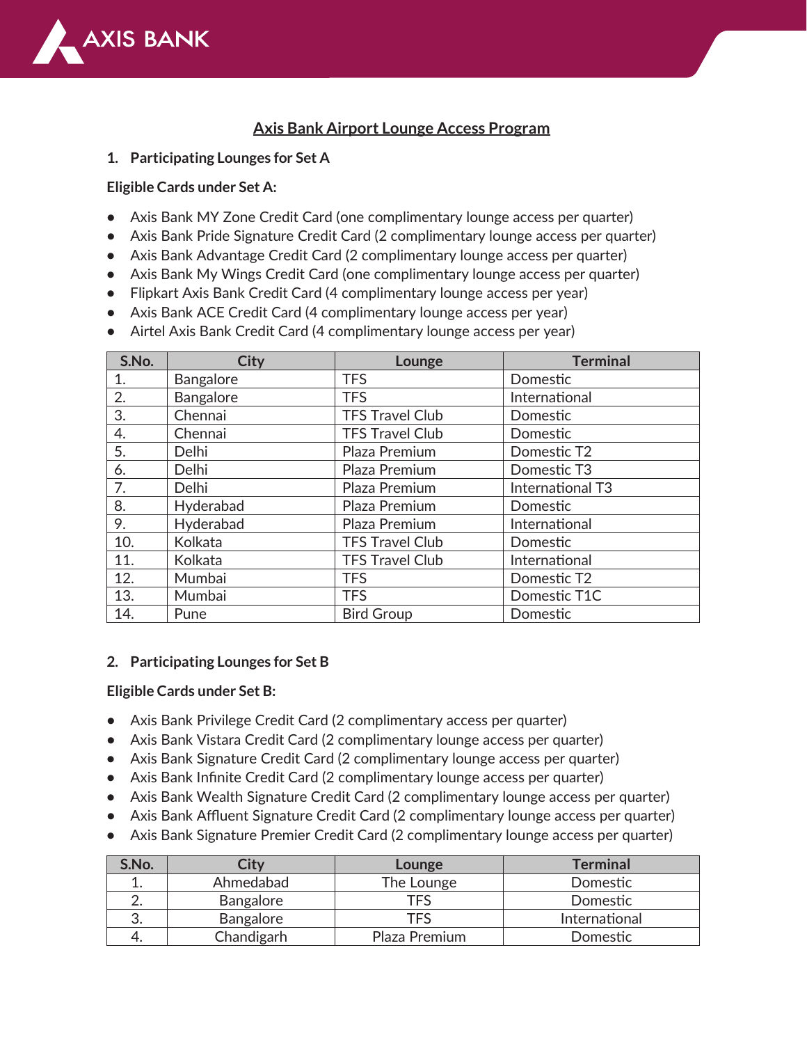# Axis Bank Airport Lounge Access Program

## 1. Participating Lounges for Set A

**Eligible Cards under Set A:**

- Axis Bank MY Zone Credit Card (one complimentary lounge access per quarter)
- Axis Bank Pride Signature Credit Card (2 complimentary lounge access per quarter)
- Axis Bank Advantage Credit Card (2 complimentary lounge access per quarter)
- Axis Bank My Wings Credit Card (one complimentary lounge access per quarter)
- Flipkart Axis Bank Credit Card (4 complimentary lounge access per year)
- Axis Bank ACE Credit Card (4 complimentary lounge access per year)
- Airtel Axis Bank Credit Card (4 complimentary lounge access per year)

| S.No. | City | Lounge | Terminal |
|---|---|---|---|
| 1. | Bangalore | TFS | Domestic |
| 2. | Bangalore | TFS | International |
| 3. | Chennai | TFS Travel Club | Domestic |
| 4. | Chennai | TFS Travel Club | Domestic |
| 5. | Delhi | Plaza Premium | Domestic T2 |
| 6. | Delhi | Plaza Premium | Domestic T3 |
| 7. | Delhi | Plaza Premium | International T3 |
| 8. | Hyderabad | Plaza Premium | Domestic |
| 9. | Hyderabad | Plaza Premium | International |
| 10. | Kolkata | TFS Travel Club | Domestic |
| 11. | Kolkata | TFS Travel Club | International |
| 12. | Mumbai | TFS | Domestic T2 |
| 13. | Mumbai | TFS | Domestic T1C |
| 14. | Pune | Bird Group | Domestic |

## 2. Participating Lounges for Set B

**Eligible Cards under Set B:**

- Axis Bank Privilege Credit Card (2 complimentary access per quarter)
- Axis Bank Vistara Credit Card (2 complimentary lounge access per quarter)
- Axis Bank Signature Credit Card (2 complimentary lounge access per quarter)
- Axis Bank Infinite Credit Card (2 complimentary lounge access per quarter)
- Axis Bank Wealth Signature Credit Card (2 complimentary lounge access per quarter)
- Axis Bank Affluent Signature Credit Card (2 complimentary lounge access per quarter)
- Axis Bank Signature Premier Credit Card (2 complimentary lounge access per quarter)

| S.No. | City | Lounge | Terminal |
|---|---|---|---|
| 1. | Ahmedabad | The Lounge | Domestic |
| 2. | Bangalore | TFS | Domestic |
| 3. | Bangalore | TFS | International |
| 4. | Chandigarh | Plaza Premium | Domestic |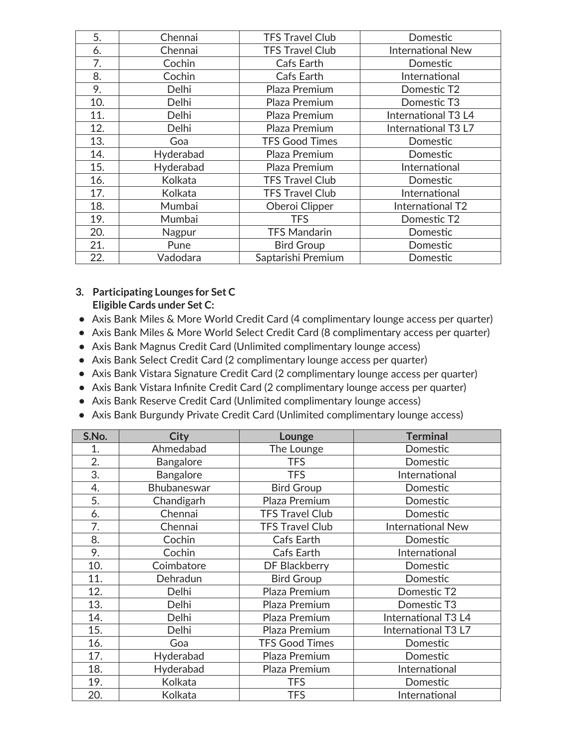| 5. | Chennai | TFS Travel Club | Domestic |
|---|---|---|---|
| 6. | Chennai | TFS Travel Club | International New |
| 7. | Cochin | Cafs Earth | Domestic |
| 8. | Cochin | Cafs Earth | International |
| 9. | Delhi | Plaza Premium | Domestic T2 |
| 10. | Delhi | Plaza Premium | Domestic T3 |
| 11. | Delhi | Plaza Premium | International T3 L4 |
| 12. | Delhi | Plaza Premium | International T3 L7 |
| 13. | Goa | TFS Good Times | Domestic |
| 14. | Hyderabad | Plaza Premium | Domestic |
| 15. | Hyderabad | Plaza Premium | International |
| 16. | Kolkata | TFS Travel Club | Domestic |
| 17. | Kolkata | TFS Travel Club | International |
| 18. | Mumbai | Oberoi Clipper | International T2 |
| 19. | Mumbai | TFS | Domestic T2 |
| 20. | Nagpur | TFS Mandarin | Domestic |
| 21. | Pune | Bird Group | Domestic |
| 22. | Vadodara | Saptarishi Premium | Domestic |

**3. Participating Lounges for Set C**
**Eligible Cards under Set C:**

- Axis Bank Miles & More World Credit Card (4 complimentary lounge access per quarter)
- Axis Bank Miles & More World Select Credit Card (8 complimentary access per quarter)
- Axis Bank Magnus Credit Card (Unlimited complimentary lounge access)
- Axis Bank Select Credit Card (2 complimentary lounge access per quarter)
- Axis Bank Vistara Signature Credit Card (2 complimentary lounge access per quarter)
- Axis Bank Vistara Infinite Credit Card (2 complimentary lounge access per quarter)
- Axis Bank Reserve Credit Card (Unlimited complimentary lounge access)
- Axis Bank Burgundy Private Credit Card (Unlimited complimentary lounge access)

| S.No. | City | Lounge | Terminal |
|---|---|---|---|
| 1. | Ahmedabad | The Lounge | Domestic |
| 2. | Bangalore | TFS | Domestic |
| 3. | Bangalore | TFS | International |
| 4. | Bhubaneswar | Bird Group | Domestic |
| 5. | Chandigarh | Plaza Premium | Domestic |
| 6. | Chennai | TFS Travel Club | Domestic |
| 7. | Chennai | TFS Travel Club | International New |
| 8. | Cochin | Cafs Earth | Domestic |
| 9. | Cochin | Cafs Earth | International |
| 10. | Coimbatore | DF Blackberry | Domestic |
| 11. | Dehradun | Bird Group | Domestic |
| 12. | Delhi | Plaza Premium | Domestic T2 |
| 13. | Delhi | Plaza Premium | Domestic T3 |
| 14. | Delhi | Plaza Premium | International T3 L4 |
| 15. | Delhi | Plaza Premium | International T3 L7 |
| 16. | Goa | TFS Good Times | Domestic |
| 17. | Hyderabad | Plaza Premium | Domestic |
| 18. | Hyderabad | Plaza Premium | International |
| 19. | Kolkata | TFS | Domestic |
| 20. | Kolkata | TFS | International |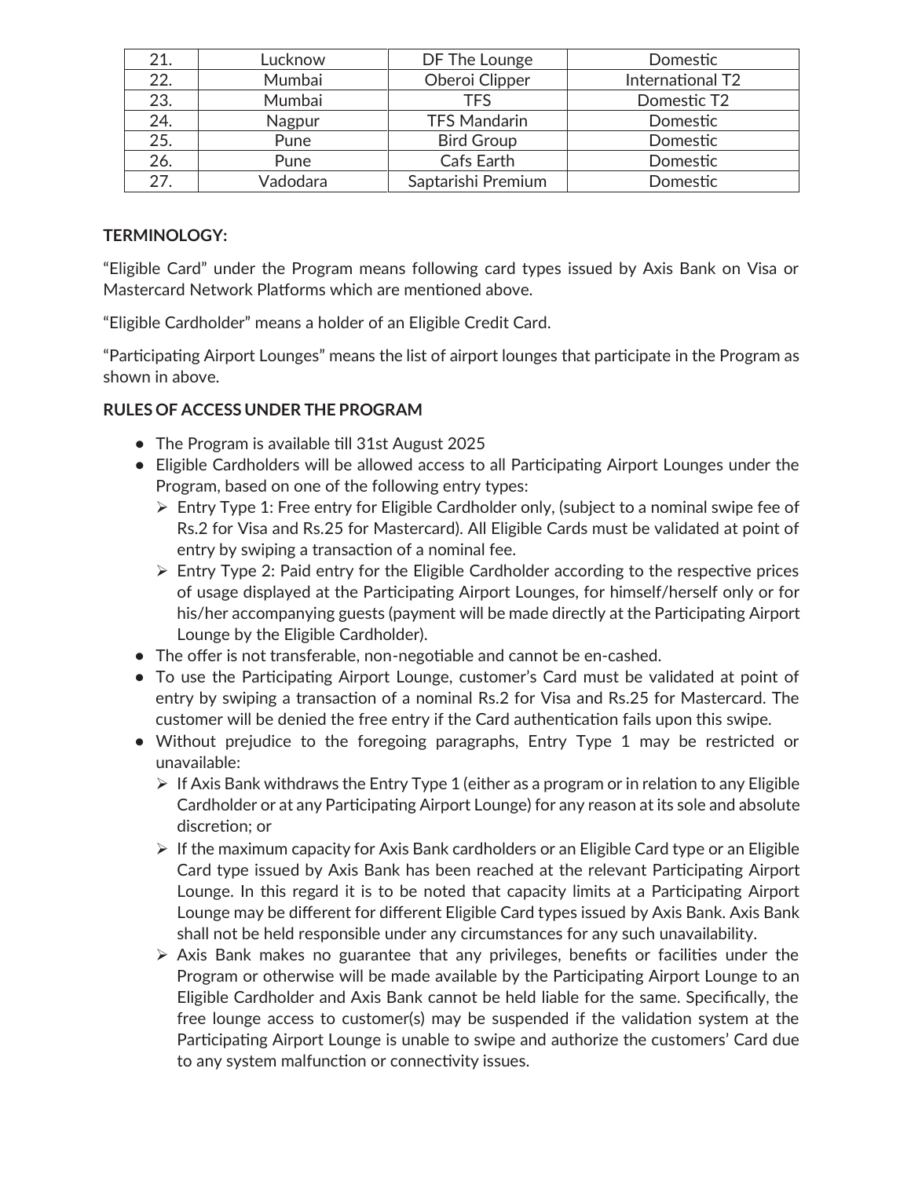| 21. | Lucknow | DF The Lounge | Domestic |
|---|---|---|---|
| 22. | Mumbai | Oberoi Clipper | International T2 |
| 23. | Mumbai | TFS | Domestic T2 |
| 24. | Nagpur | TFS Mandarin | Domestic |
| 25. | Pune | Bird Group | Domestic |
| 26. | Pune | Cafs Earth | Domestic |
| 27. | Vadodara | Saptarishi Premium | Domestic |

**TERMINOLOGY:**

"Eligible Card" under the Program means following card types issued by Axis Bank on Visa or Mastercard Network Platforms which are mentioned above.

"Eligible Cardholder" means a holder of an Eligible Credit Card.

"Participating Airport Lounges" means the list of airport lounges that participate in the Program as shown in above.

**RULES OF ACCESS UNDER THE PROGRAM**

- The Program is available till 31st August 2025
- Eligible Cardholders will be allowed access to all Participating Airport Lounges under the Program, based on one of the following entry types:
  - Entry Type 1: Free entry for Eligible Cardholder only, (subject to a nominal swipe fee of Rs.2 for Visa and Rs.25 for Mastercard). All Eligible Cards must be validated at point of entry by swiping a transaction of a nominal fee.
  - Entry Type 2: Paid entry for the Eligible Cardholder according to the respective prices of usage displayed at the Participating Airport Lounges, for himself/herself only or for his/her accompanying guests (payment will be made directly at the Participating Airport Lounge by the Eligible Cardholder).
- The offer is not transferable, non-negotiable and cannot be en-cashed.
- To use the Participating Airport Lounge, customer's Card must be validated at point of entry by swiping a transaction of a nominal Rs.2 for Visa and Rs.25 for Mastercard. The customer will be denied the free entry if the Card authentication fails upon this swipe.
- Without prejudice to the foregoing paragraphs, Entry Type 1 may be restricted or unavailable:
  - If Axis Bank withdraws the Entry Type 1 (either as a program or in relation to any Eligible Cardholder or at any Participating Airport Lounge) for any reason at its sole and absolute discretion; or
  - If the maximum capacity for Axis Bank cardholders or an Eligible Card type or an Eligible Card type issued by Axis Bank has been reached at the relevant Participating Airport Lounge. In this regard it is to be noted that capacity limits at a Participating Airport Lounge may be different for different Eligible Card types issued by Axis Bank. Axis Bank shall not be held responsible under any circumstances for any such unavailability.
  - Axis Bank makes no guarantee that any privileges, benefits or facilities under the Program or otherwise will be made available by the Participating Airport Lounge to an Eligible Cardholder and Axis Bank cannot be held liable for the same. Specifically, the free lounge access to customer(s) may be suspended if the validation system at the Participating Airport Lounge is unable to swipe and authorize the customers' Card due to any system malfunction or connectivity issues.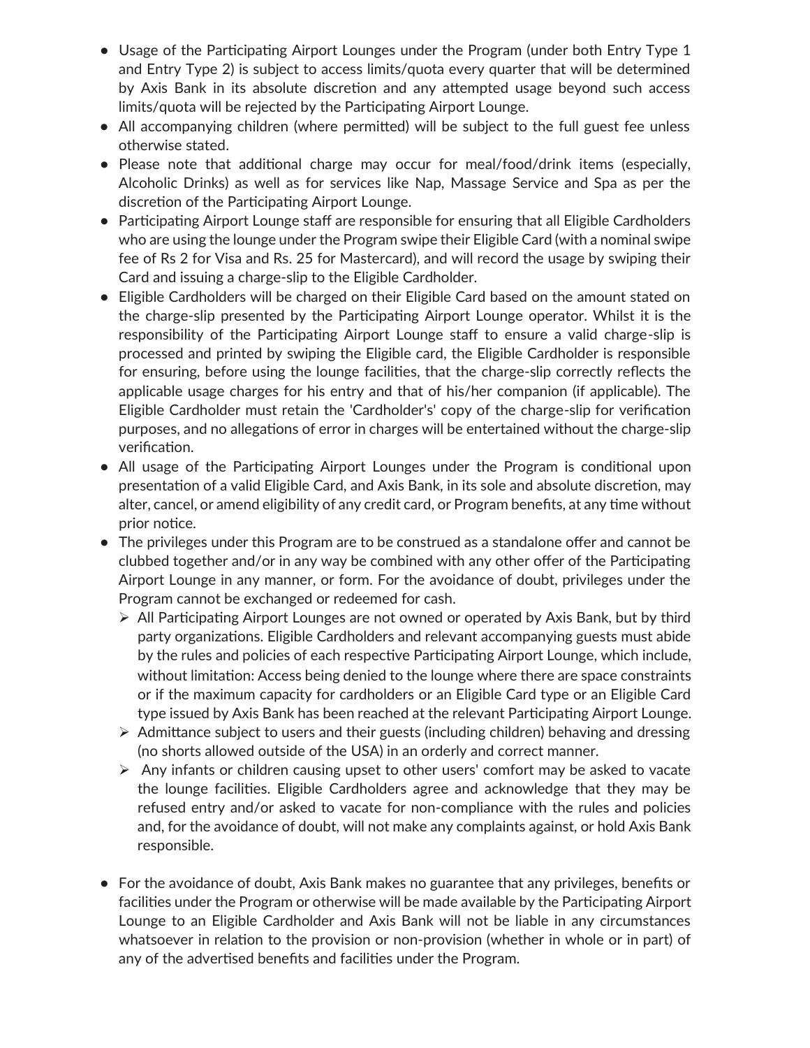- Usage of the Participating Airport Lounges under the Program (under both Entry Type 1 and Entry Type 2) is subject to access limits/quota every quarter that will be determined by Axis Bank in its absolute discretion and any attempted usage beyond such access limits/quota will be rejected by the Participating Airport Lounge.
- All accompanying children (where permitted) will be subject to the full guest fee unless otherwise stated.
- Please note that additional charge may occur for meal/food/drink items (especially, Alcoholic Drinks) as well as for services like Nap, Massage Service and Spa as per the discretion of the Participating Airport Lounge.
- Participating Airport Lounge staff are responsible for ensuring that all Eligible Cardholders who are using the lounge under the Program swipe their Eligible Card (with a nominal swipe fee of Rs 2 for Visa and Rs. 25 for Mastercard), and will record the usage by swiping their Card and issuing a charge-slip to the Eligible Cardholder.
- Eligible Cardholders will be charged on their Eligible Card based on the amount stated on the charge-slip presented by the Participating Airport Lounge operator. Whilst it is the responsibility of the Participating Airport Lounge staff to ensure a valid charge-slip is processed and printed by swiping the Eligible card, the Eligible Cardholder is responsible for ensuring, before using the lounge facilities, that the charge-slip correctly reflects the applicable usage charges for his entry and that of his/her companion (if applicable). The Eligible Cardholder must retain the 'Cardholder's' copy of the charge-slip for verification purposes, and no allegations of error in charges will be entertained without the charge-slip verification.
- All usage of the Participating Airport Lounges under the Program is conditional upon presentation of a valid Eligible Card, and Axis Bank, in its sole and absolute discretion, may alter, cancel, or amend eligibility of any credit card, or Program benefits, at any time without prior notice.
- The privileges under this Program are to be construed as a standalone offer and cannot be clubbed together and/or in any way be combined with any other offer of the Participating Airport Lounge in any manner, or form. For the avoidance of doubt, privileges under the Program cannot be exchanged or redeemed for cash.
  - All Participating Airport Lounges are not owned or operated by Axis Bank, but by third party organizations. Eligible Cardholders and relevant accompanying guests must abide by the rules and policies of each respective Participating Airport Lounge, which include, without limitation: Access being denied to the lounge where there are space constraints or if the maximum capacity for cardholders or an Eligible Card type or an Eligible Card type issued by Axis Bank has been reached at the relevant Participating Airport Lounge.
  - Admittance subject to users and their guests (including children) behaving and dressing (no shorts allowed outside of the USA) in an orderly and correct manner.
  - Any infants or children causing upset to other users' comfort may be asked to vacate the lounge facilities. Eligible Cardholders agree and acknowledge that they may be refused entry and/or asked to vacate for non-compliance with the rules and policies and, for the avoidance of doubt, will not make any complaints against, or hold Axis Bank responsible.

- For the avoidance of doubt, Axis Bank makes no guarantee that any privileges, benefits or facilities under the Program or otherwise will be made available by the Participating Airport Lounge to an Eligible Cardholder and Axis Bank will not be liable in any circumstances whatsoever in relation to the provision or non-provision (whether in whole or in part) of any of the advertised benefits and facilities under the Program.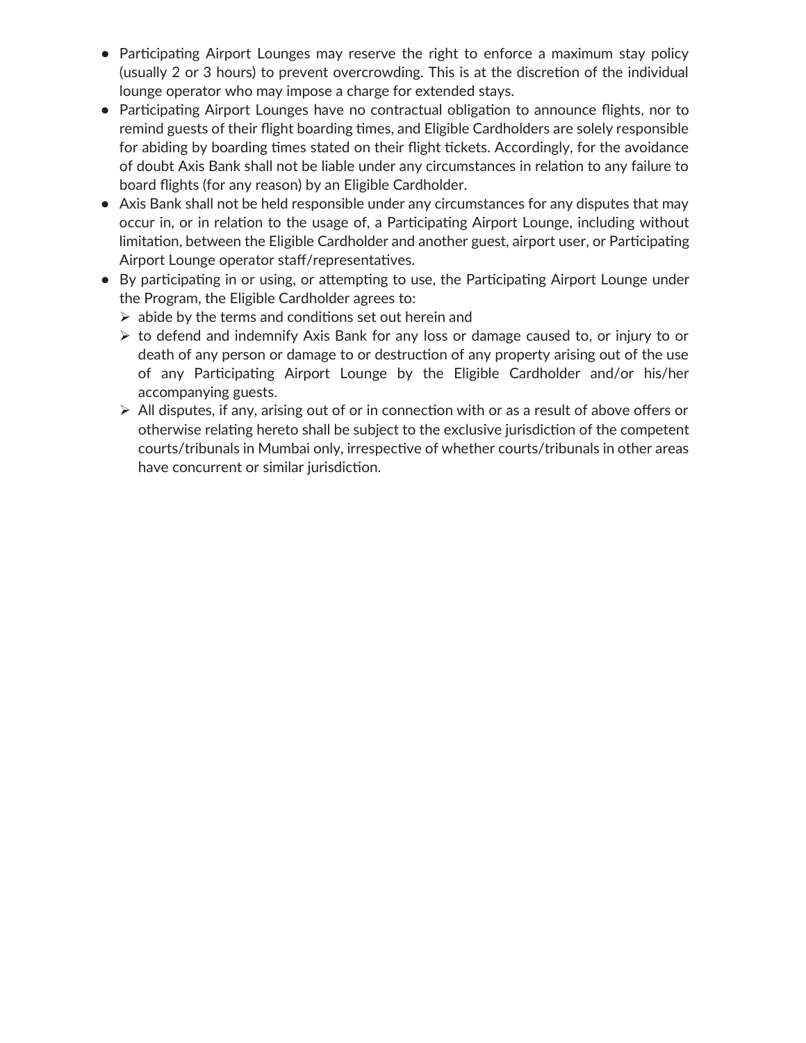- Participating Airport Lounges may reserve the right to enforce a maximum stay policy (usually 2 or 3 hours) to prevent overcrowding. This is at the discretion of the individual lounge operator who may impose a charge for extended stays.
- Participating Airport Lounges have no contractual obligation to announce flights, nor to remind guests of their flight boarding times, and Eligible Cardholders are solely responsible for abiding by boarding times stated on their flight tickets. Accordingly, for the avoidance of doubt Axis Bank shall not be liable under any circumstances in relation to any failure to board flights (for any reason) by an Eligible Cardholder.
- Axis Bank shall not be held responsible under any circumstances for any disputes that may occur in, or in relation to the usage of, a Participating Airport Lounge, including without limitation, between the Eligible Cardholder and another guest, airport user, or Participating Airport Lounge operator staff/representatives.
- By participating in or using, or attempting to use, the Participating Airport Lounge under the Program, the Eligible Cardholder agrees to:
  - abide by the terms and conditions set out herein and
  - to defend and indemnify Axis Bank for any loss or damage caused to, or injury to or death of any person or damage to or destruction of any property arising out of the use of any Participating Airport Lounge by the Eligible Cardholder and/or his/her accompanying guests.
  - All disputes, if any, arising out of or in connection with or as a result of above offers or otherwise relating hereto shall be subject to the exclusive jurisdiction of the competent courts/tribunals in Mumbai only, irrespective of whether courts/tribunals in other areas have concurrent or similar jurisdiction.